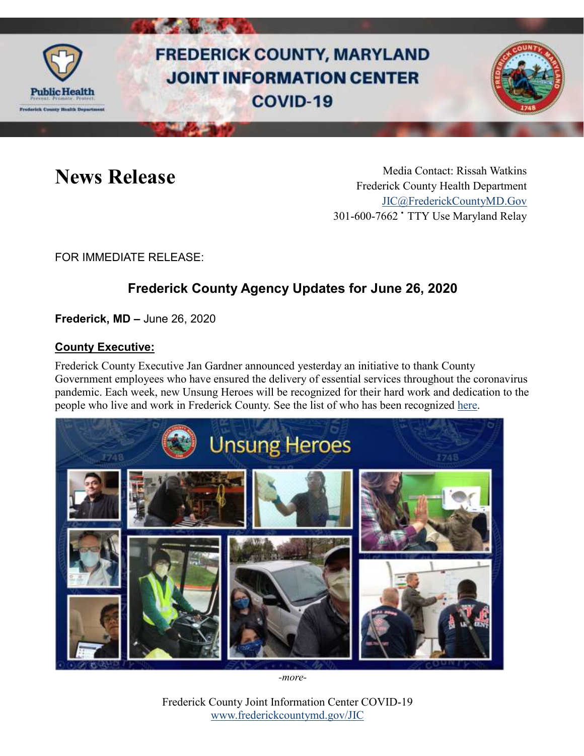# FREDERICK COUNTY, MARYLAND JOINT INFORMATION CENTER COVID-19

# News Release

Media Contact: Rissah Watkins
Frederick County Health Department
JIC@FrederickCountyMD.Gov
301-600-7662 • TTY Use Maryland Relay

FOR IMMEDIATE RELEASE:

## Frederick County Agency Updates for June 26, 2020

**Frederick, MD –** June 26, 2020

### County Executive:

Frederick County Executive Jan Gardner announced yesterday an initiative to thank County Government employees who have ensured the delivery of essential services throughout the coronavirus pandemic. Each week, new Unsung Heroes will be recognized for their hard work and dedication to the people who live and work in Frederick County. See the list of who has been recognized here.

*-more-*

Frederick County Joint Information Center COVID-19
www.frederickcountymd.gov/JIC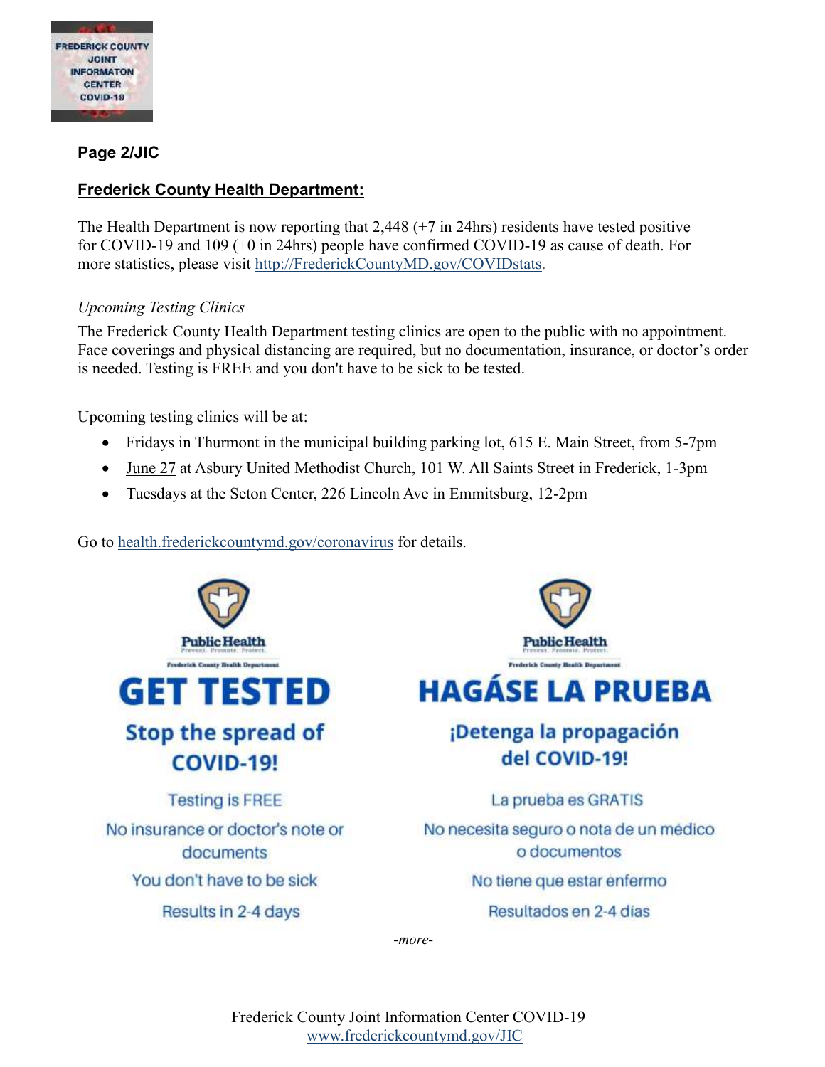**Page 2/JIC**

## Frederick County Health Department:

The Health Department is now reporting that 2,448 (+7 in 24hrs) residents have tested positive for COVID-19 and 109 (+0 in 24hrs) people have confirmed COVID-19 as cause of death. For more statistics, please visit http://FrederickCountyMD.gov/COVIDstats.

*Upcoming Testing Clinics*

The Frederick County Health Department testing clinics are open to the public with no appointment. Face coverings and physical distancing are required, but no documentation, insurance, or doctor's order is needed. Testing is FREE and you don't have to be sick to be tested.

Upcoming testing clinics will be at:

- Fridays in Thurmont in the municipal building parking lot, 615 E. Main Street, from 5-7pm
- June 27 at Asbury United Methodist Church, 101 W. All Saints Street in Frederick, 1-3pm
- Tuesdays at the Seton Center, 226 Lincoln Ave in Emmitsburg, 12-2pm

Go to health.frederickcountymd.gov/coronavirus for details.

Public Health
Prevent. Promote. Protect.
Frederick County Health Department

**GET TESTED**

**Stop the spread of COVID-19!**

Testing is FREE

No insurance or doctor's note or documents

You don't have to be sick

Results in 2-4 days

Public Health
Prevent. Promote. Protect.
Frederick County Health Department

**HAGÁSE LA PRUEBA**

**¡Detenga la propagación del COVID-19!**

La prueba es GRATIS

No necesita seguro o nota de un médico o documentos

No tiene que estar enfermo

Resultados en 2-4 días

*-more-*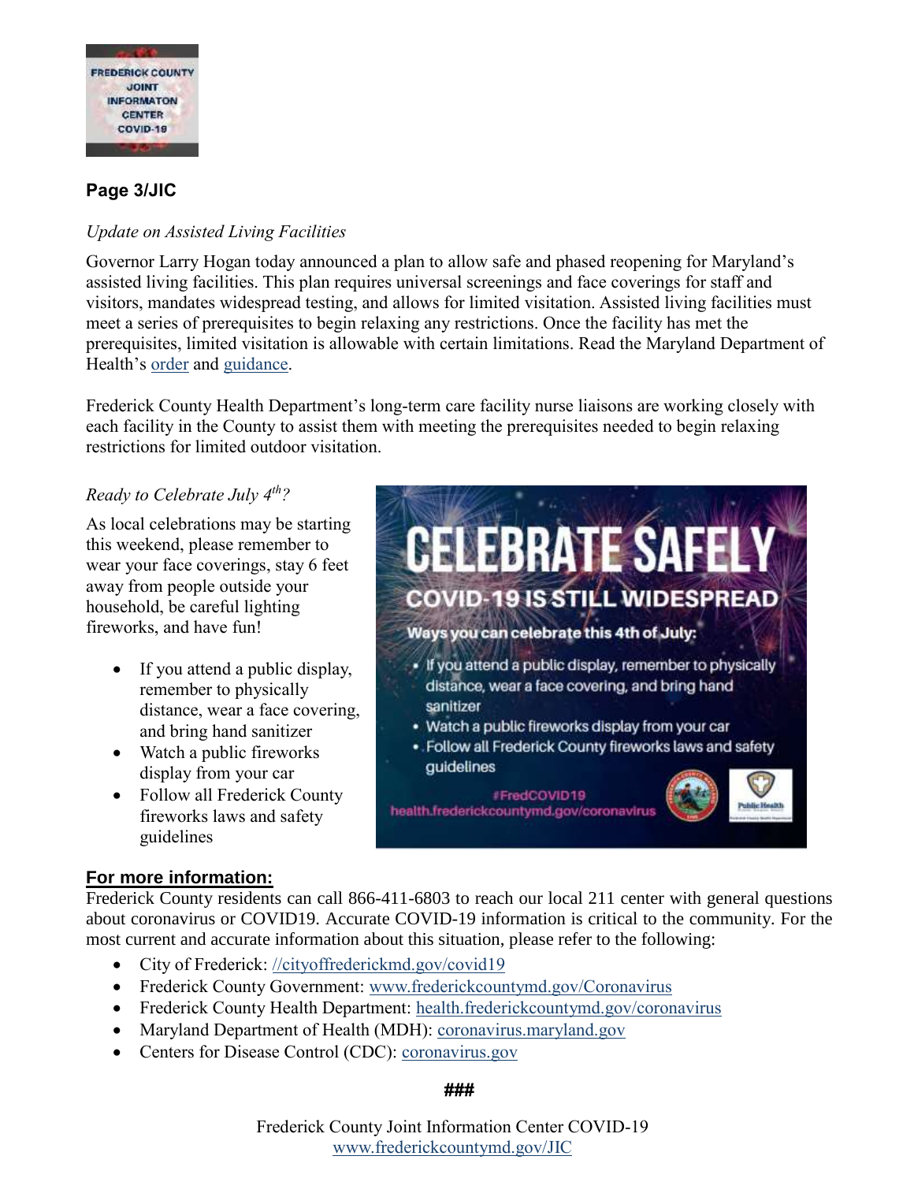**Page 3/JIC**

*Update on Assisted Living Facilities*

Governor Larry Hogan today announced a plan to allow safe and phased reopening for Maryland's assisted living facilities. This plan requires universal screenings and face coverings for staff and visitors, mandates widespread testing, and allows for limited visitation. Assisted living facilities must meet a series of prerequisites to begin relaxing any restrictions. Once the facility has met the prerequisites, limited visitation is allowable with certain limitations. Read the Maryland Department of Health's order and guidance.

Frederick County Health Department's long-term care facility nurse liaisons are working closely with each facility in the County to assist them with meeting the prerequisites needed to begin relaxing restrictions for limited outdoor visitation.

*Ready to Celebrate July 4th?*

As local celebrations may be starting this weekend, please remember to wear your face coverings, stay 6 feet away from people outside your household, be careful lighting fireworks, and have fun!

- If you attend a public display, remember to physically distance, wear a face covering, and bring hand sanitizer
- Watch a public fireworks display from your car
- Follow all Frederick County fireworks laws and safety guidelines

## For more information:

Frederick County residents can call 866-411-6803 to reach our local 211 center with general questions about coronavirus or COVID19. Accurate COVID-19 information is critical to the community. For the most current and accurate information about this situation, please refer to the following:

- City of Frederick: //cityoffrederickmd.gov/covid19
- Frederick County Government: www.frederickcountymd.gov/Coronavirus
- Frederick County Health Department: health.frederickcountymd.gov/coronavirus
- Maryland Department of Health (MDH): coronavirus.maryland.gov
- Centers for Disease Control (CDC): coronavirus.gov

###

Frederick County Joint Information Center COVID-19
www.frederickcountymd.gov/JIC